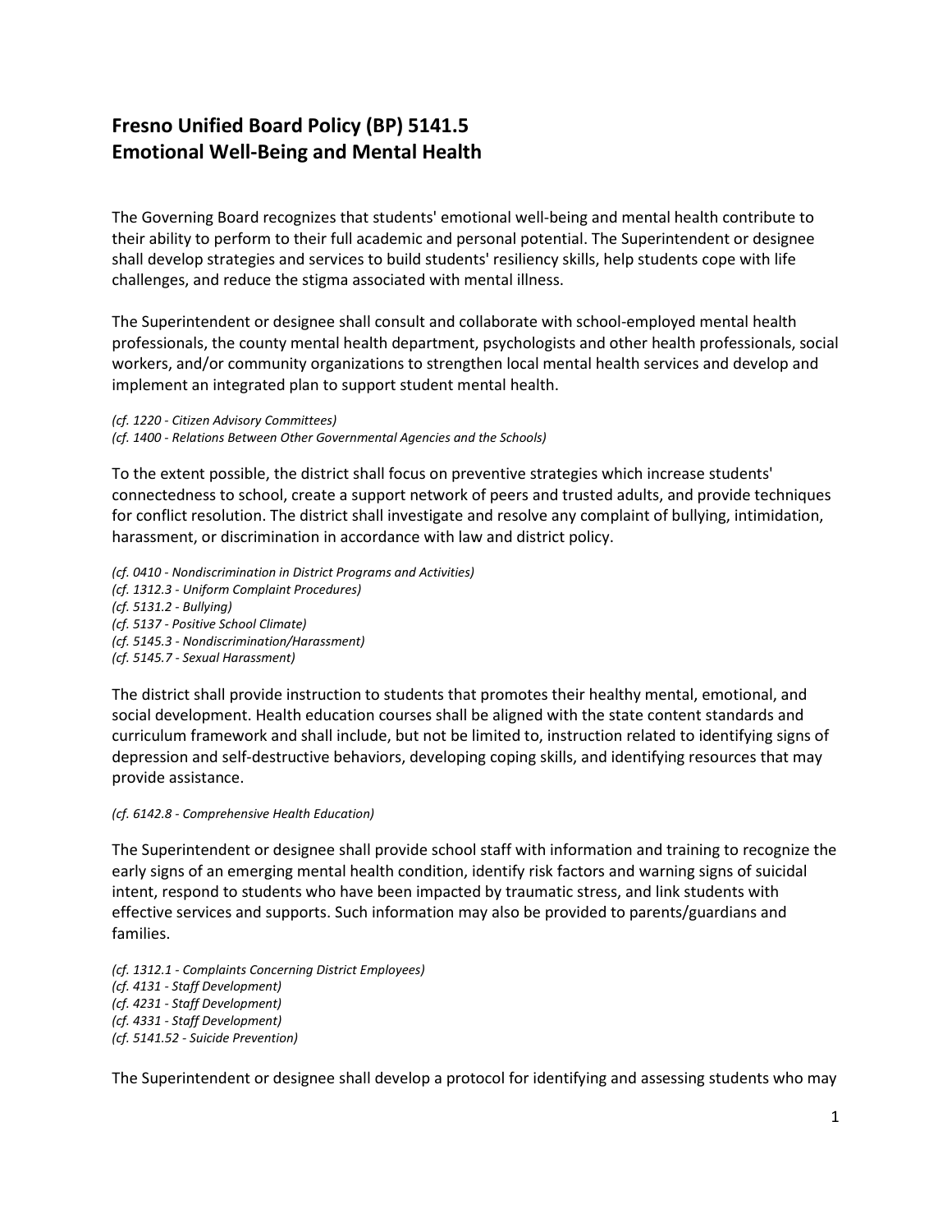# Fresno Unified Board Policy (BP) 5141.5
# Emotional Well-Being and Mental Health

The Governing Board recognizes that students' emotional well-being and mental health contribute to their ability to perform to their full academic and personal potential. The Superintendent or designee shall develop strategies and services to build students' resiliency skills, help students cope with life challenges, and reduce the stigma associated with mental illness.

The Superintendent or designee shall consult and collaborate with school-employed mental health professionals, the county mental health department, psychologists and other health professionals, social workers, and/or community organizations to strengthen local mental health services and develop and implement an integrated plan to support student mental health.

*(cf. 1220 - Citizen Advisory Committees)*
*(cf. 1400 - Relations Between Other Governmental Agencies and the Schools)*

To the extent possible, the district shall focus on preventive strategies which increase students' connectedness to school, create a support network of peers and trusted adults, and provide techniques for conflict resolution. The district shall investigate and resolve any complaint of bullying, intimidation, harassment, or discrimination in accordance with law and district policy.

*(cf. 0410 - Nondiscrimination in District Programs and Activities)*
*(cf. 1312.3 - Uniform Complaint Procedures)*
*(cf. 5131.2 - Bullying)*
*(cf. 5137 - Positive School Climate)*
*(cf. 5145.3 - Nondiscrimination/Harassment)*
*(cf. 5145.7 - Sexual Harassment)*

The district shall provide instruction to students that promotes their healthy mental, emotional, and social development. Health education courses shall be aligned with the state content standards and curriculum framework and shall include, but not be limited to, instruction related to identifying signs of depression and self-destructive behaviors, developing coping skills, and identifying resources that may provide assistance.

*(cf. 6142.8 - Comprehensive Health Education)*

The Superintendent or designee shall provide school staff with information and training to recognize the early signs of an emerging mental health condition, identify risk factors and warning signs of suicidal intent, respond to students who have been impacted by traumatic stress, and link students with effective services and supports. Such information may also be provided to parents/guardians and families.

*(cf. 1312.1 - Complaints Concerning District Employees)*
*(cf. 4131 - Staff Development)*
*(cf. 4231 - Staff Development)*
*(cf. 4331 - Staff Development)*
*(cf. 5141.52 - Suicide Prevention)*

The Superintendent or designee shall develop a protocol for identifying and assessing students who may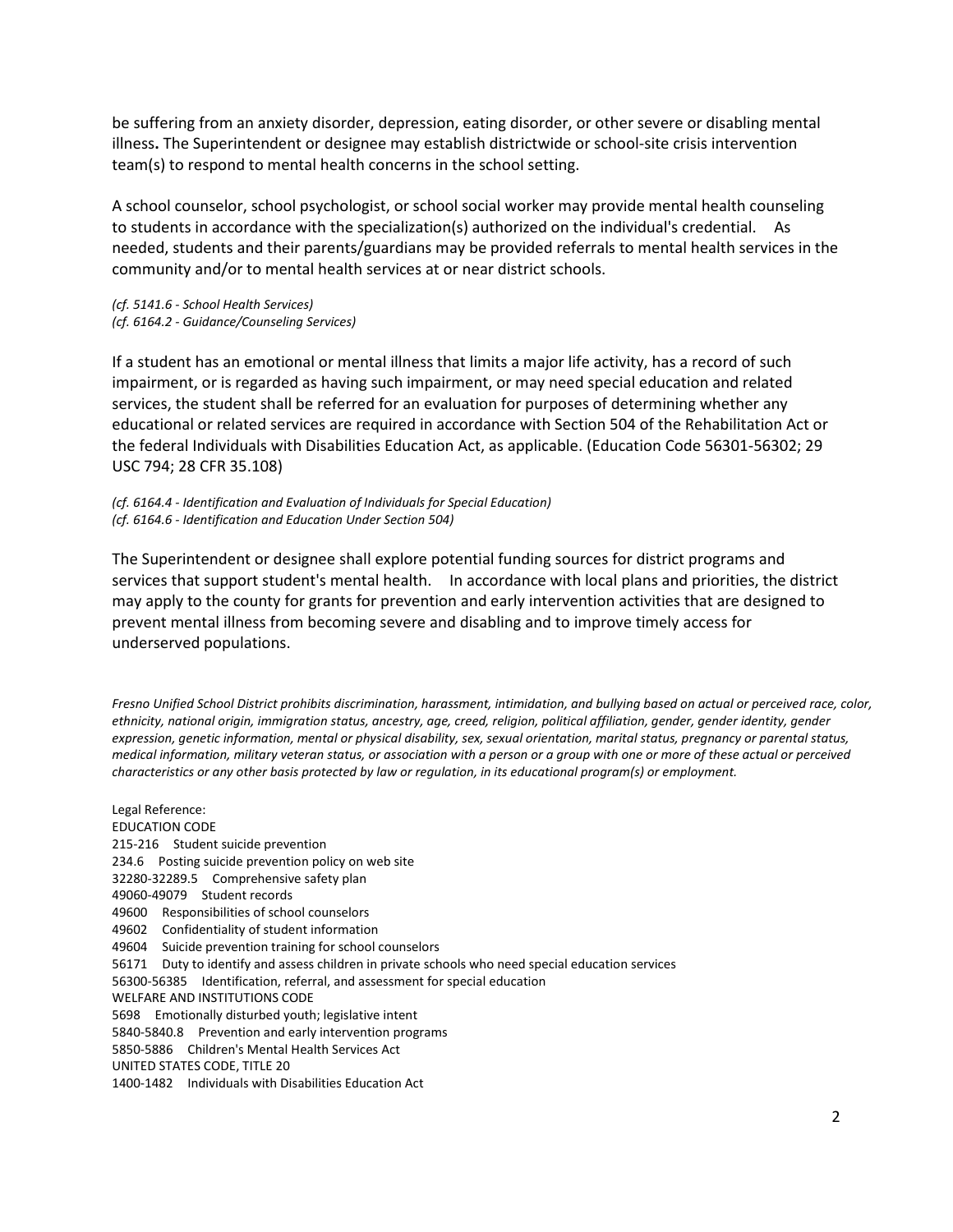be suffering from an anxiety disorder, depression, eating disorder, or other severe or disabling mental illness**.** The Superintendent or designee may establish districtwide or school-site crisis intervention team(s) to respond to mental health concerns in the school setting.

A school counselor, school psychologist, or school social worker may provide mental health counseling to students in accordance with the specialization(s) authorized on the individual's credential. As needed, students and their parents/guardians may be provided referrals to mental health services in the community and/or to mental health services at or near district schools.

*(cf. 5141.6 - School Health Services)*
*(cf. 6164.2 - Guidance/Counseling Services)*

If a student has an emotional or mental illness that limits a major life activity, has a record of such impairment, or is regarded as having such impairment, or may need special education and related services, the student shall be referred for an evaluation for purposes of determining whether any educational or related services are required in accordance with Section 504 of the Rehabilitation Act or the federal Individuals with Disabilities Education Act, as applicable. (Education Code 56301-56302; 29 USC 794; 28 CFR 35.108)

*(cf. 6164.4 - Identification and Evaluation of Individuals for Special Education)*
*(cf. 6164.6 - Identification and Education Under Section 504)*

The Superintendent or designee shall explore potential funding sources for district programs and services that support student's mental health. In accordance with local plans and priorities, the district may apply to the county for grants for prevention and early intervention activities that are designed to prevent mental illness from becoming severe and disabling and to improve timely access for underserved populations.

*Fresno Unified School District prohibits discrimination, harassment, intimidation, and bullying based on actual or perceived race, color, ethnicity, national origin, immigration status, ancestry, age, creed, religion, political affiliation, gender, gender identity, gender expression, genetic information, mental or physical disability, sex, sexual orientation, marital status, pregnancy or parental status, medical information, military veteran status, or association with a person or a group with one or more of these actual or perceived characteristics or any other basis protected by law or regulation, in its educational program(s) or employment.*

Legal Reference:
EDUCATION CODE
215-216 Student suicide prevention
234.6 Posting suicide prevention policy on web site
32280-32289.5 Comprehensive safety plan
49060-49079 Student records
49600 Responsibilities of school counselors
49602 Confidentiality of student information
49604 Suicide prevention training for school counselors
56171 Duty to identify and assess children in private schools who need special education services
56300-56385 Identification, referral, and assessment for special education
WELFARE AND INSTITUTIONS CODE
5698 Emotionally disturbed youth; legislative intent
5840-5840.8 Prevention and early intervention programs
5850-5886 Children's Mental Health Services Act
UNITED STATES CODE, TITLE 20
1400-1482 Individuals with Disabilities Education Act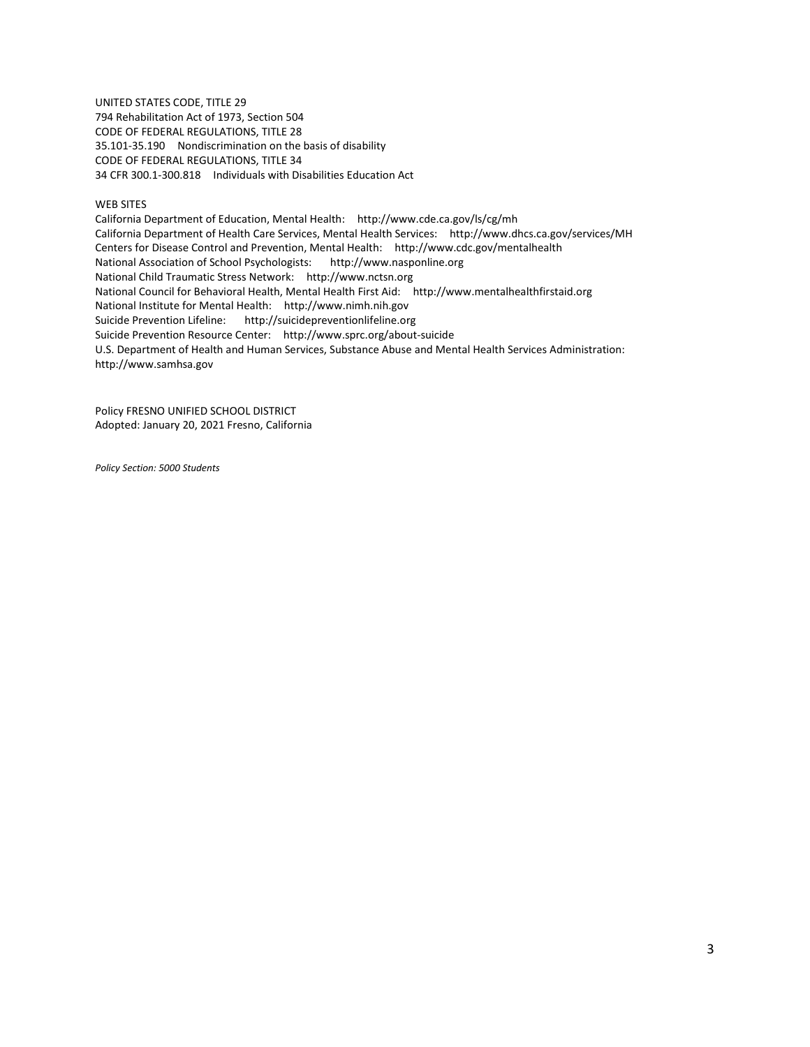UNITED STATES CODE, TITLE 29
794 Rehabilitation Act of 1973, Section 504
CODE OF FEDERAL REGULATIONS, TITLE 28
35.101-35.190 Nondiscrimination on the basis of disability
CODE OF FEDERAL REGULATIONS, TITLE 34
34 CFR 300.1-300.818 Individuals with Disabilities Education Act

WEB SITES
California Department of Education, Mental Health: http://www.cde.ca.gov/ls/cg/mh
California Department of Health Care Services, Mental Health Services: http://www.dhcs.ca.gov/services/MH
Centers for Disease Control and Prevention, Mental Health: http://www.cdc.gov/mentalhealth
National Association of School Psychologists: http://www.nasponline.org
National Child Traumatic Stress Network: http://www.nctsn.org
National Council for Behavioral Health, Mental Health First Aid: http://www.mentalhealthfirstaid.org
National Institute for Mental Health: http://www.nimh.nih.gov
Suicide Prevention Lifeline: http://suicidepreventionlifeline.org
Suicide Prevention Resource Center: http://www.sprc.org/about-suicide
U.S. Department of Health and Human Services, Substance Abuse and Mental Health Services Administration: http://www.samhsa.gov

Policy FRESNO UNIFIED SCHOOL DISTRICT
Adopted: January 20, 2021 Fresno, California

*Policy Section: 5000 Students*